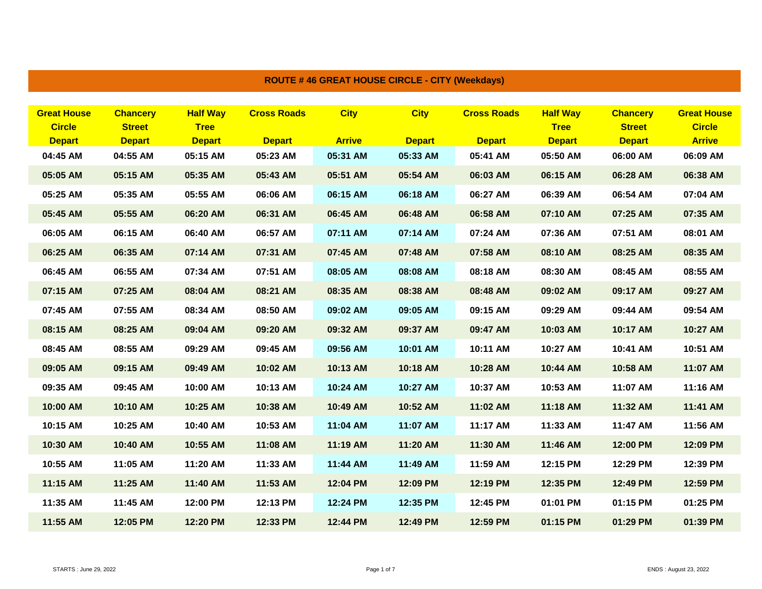## ROUTE # 46 GREAT HOUSE CIRCLE - CITY (Weekdays)

| Great House Circle Depart | Chancery Street Depart | Half Way Tree Depart | Cross Roads Depart | City Arrive | City Depart | Cross Roads Depart | Half Way Tree Depart | Chancery Street Depart | Great House Circle Arrive |
|---|---|---|---|---|---|---|---|---|---|
| 04:45 AM | 04:55 AM | 05:15 AM | 05:23 AM | 05:31 AM | 05:33 AM | 05:41 AM | 05:50 AM | 06:00 AM | 06:09 AM |
| 05:05 AM | 05:15 AM | 05:35 AM | 05:43 AM | 05:51 AM | 05:54 AM | 06:03 AM | 06:15 AM | 06:28 AM | 06:38 AM |
| 05:25 AM | 05:35 AM | 05:55 AM | 06:06 AM | 06:15 AM | 06:18 AM | 06:27 AM | 06:39 AM | 06:54 AM | 07:04 AM |
| 05:45 AM | 05:55 AM | 06:20 AM | 06:31 AM | 06:45 AM | 06:48 AM | 06:58 AM | 07:10 AM | 07:25 AM | 07:35 AM |
| 06:05 AM | 06:15 AM | 06:40 AM | 06:57 AM | 07:11 AM | 07:14 AM | 07:24 AM | 07:36 AM | 07:51 AM | 08:01 AM |
| 06:25 AM | 06:35 AM | 07:14 AM | 07:31 AM | 07:45 AM | 07:48 AM | 07:58 AM | 08:10 AM | 08:25 AM | 08:35 AM |
| 06:45 AM | 06:55 AM | 07:34 AM | 07:51 AM | 08:05 AM | 08:08 AM | 08:18 AM | 08:30 AM | 08:45 AM | 08:55 AM |
| 07:15 AM | 07:25 AM | 08:04 AM | 08:21 AM | 08:35 AM | 08:38 AM | 08:48 AM | 09:02 AM | 09:17 AM | 09:27 AM |
| 07:45 AM | 07:55 AM | 08:34 AM | 08:50 AM | 09:02 AM | 09:05 AM | 09:15 AM | 09:29 AM | 09:44 AM | 09:54 AM |
| 08:15 AM | 08:25 AM | 09:04 AM | 09:20 AM | 09:32 AM | 09:37 AM | 09:47 AM | 10:03 AM | 10:17 AM | 10:27 AM |
| 08:45 AM | 08:55 AM | 09:29 AM | 09:45 AM | 09:56 AM | 10:01 AM | 10:11 AM | 10:27 AM | 10:41 AM | 10:51 AM |
| 09:05 AM | 09:15 AM | 09:49 AM | 10:02 AM | 10:13 AM | 10:18 AM | 10:28 AM | 10:44 AM | 10:58 AM | 11:07 AM |
| 09:35 AM | 09:45 AM | 10:00 AM | 10:13 AM | 10:24 AM | 10:27 AM | 10:37 AM | 10:53 AM | 11:07 AM | 11:16 AM |
| 10:00 AM | 10:10 AM | 10:25 AM | 10:38 AM | 10:49 AM | 10:52 AM | 11:02 AM | 11:18 AM | 11:32 AM | 11:41 AM |
| 10:15 AM | 10:25 AM | 10:40 AM | 10:53 AM | 11:04 AM | 11:07 AM | 11:17 AM | 11:33 AM | 11:47 AM | 11:56 AM |
| 10:30 AM | 10:40 AM | 10:55 AM | 11:08 AM | 11:19 AM | 11:20 AM | 11:30 AM | 11:46 AM | 12:00 PM | 12:09 PM |
| 10:55 AM | 11:05 AM | 11:20 AM | 11:33 AM | 11:44 AM | 11:49 AM | 11:59 AM | 12:15 PM | 12:29 PM | 12:39 PM |
| 11:15 AM | 11:25 AM | 11:40 AM | 11:53 AM | 12:04 PM | 12:09 PM | 12:19 PM | 12:35 PM | 12:49 PM | 12:59 PM |
| 11:35 AM | 11:45 AM | 12:00 PM | 12:13 PM | 12:24 PM | 12:35 PM | 12:45 PM | 01:01 PM | 01:15 PM | 01:25 PM |
| 11:55 AM | 12:05 PM | 12:20 PM | 12:33 PM | 12:44 PM | 12:49 PM | 12:59 PM | 01:15 PM | 01:29 PM | 01:39 PM |

STARTS : June 29, 2022

ENDS : August 23, 2022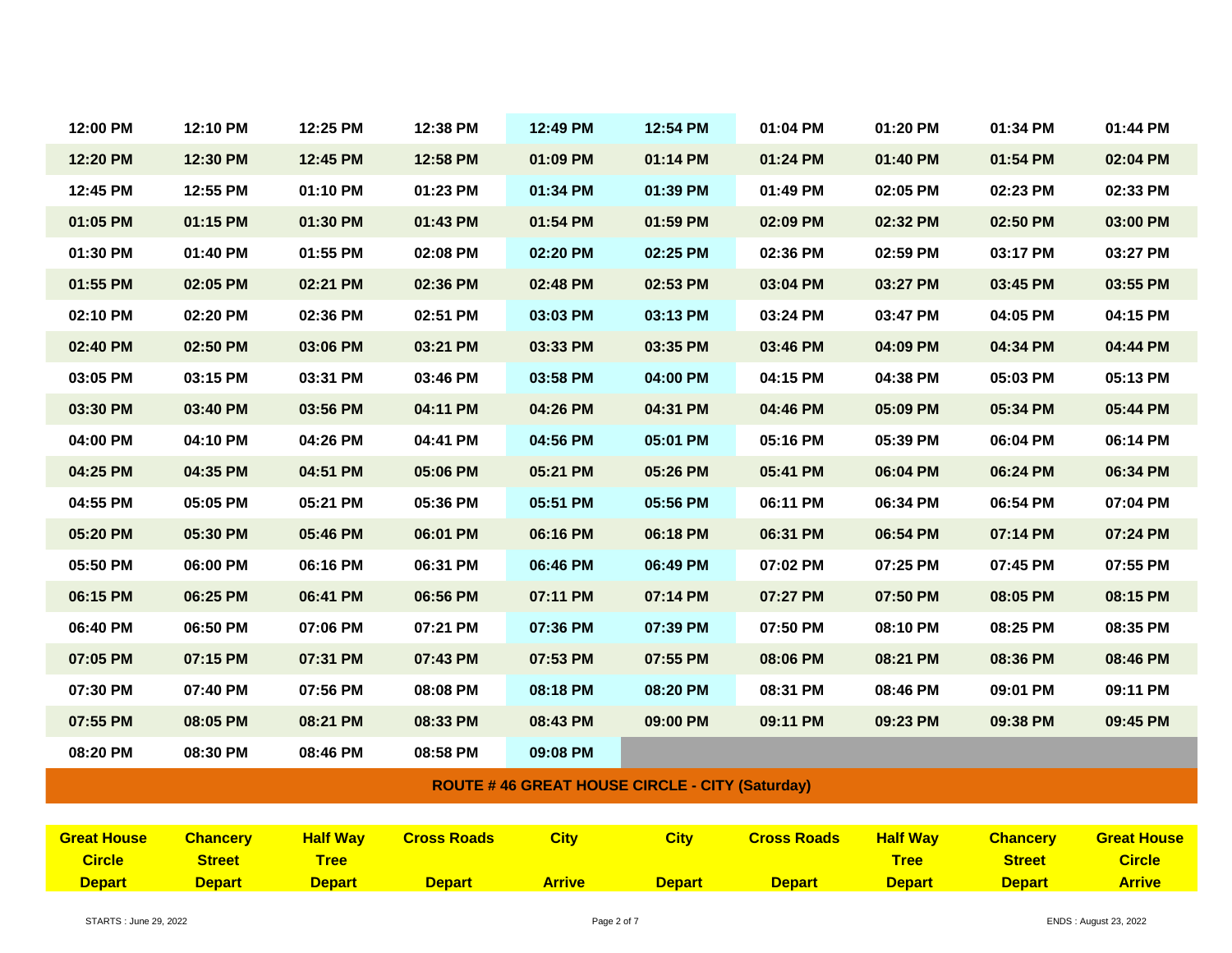| 12:00 PM | 12:10 PM | 12:25 PM | 12:38 PM | 12:49 PM | 12:54 PM | 01:04 PM | 01:20 PM | 01:34 PM | 01:44 PM |
|---|---|---|---|---|---|---|---|---|---|
| 12:20 PM | 12:30 PM | 12:45 PM | 12:58 PM | 01:09 PM | 01:14 PM | 01:24 PM | 01:40 PM | 01:54 PM | 02:04 PM |
| 12:45 PM | 12:55 PM | 01:10 PM | 01:23 PM | 01:34 PM | 01:39 PM | 01:49 PM | 02:05 PM | 02:23 PM | 02:33 PM |
| 01:05 PM | 01:15 PM | 01:30 PM | 01:43 PM | 01:54 PM | 01:59 PM | 02:09 PM | 02:32 PM | 02:50 PM | 03:00 PM |
| 01:30 PM | 01:40 PM | 01:55 PM | 02:08 PM | 02:20 PM | 02:25 PM | 02:36 PM | 02:59 PM | 03:17 PM | 03:27 PM |
| 01:55 PM | 02:05 PM | 02:21 PM | 02:36 PM | 02:48 PM | 02:53 PM | 03:04 PM | 03:27 PM | 03:45 PM | 03:55 PM |
| 02:10 PM | 02:20 PM | 02:36 PM | 02:51 PM | 03:03 PM | 03:13 PM | 03:24 PM | 03:47 PM | 04:05 PM | 04:15 PM |
| 02:40 PM | 02:50 PM | 03:06 PM | 03:21 PM | 03:33 PM | 03:35 PM | 03:46 PM | 04:09 PM | 04:34 PM | 04:44 PM |
| 03:05 PM | 03:15 PM | 03:31 PM | 03:46 PM | 03:58 PM | 04:00 PM | 04:15 PM | 04:38 PM | 05:03 PM | 05:13 PM |
| 03:30 PM | 03:40 PM | 03:56 PM | 04:11 PM | 04:26 PM | 04:31 PM | 04:46 PM | 05:09 PM | 05:34 PM | 05:44 PM |
| 04:00 PM | 04:10 PM | 04:26 PM | 04:41 PM | 04:56 PM | 05:01 PM | 05:16 PM | 05:39 PM | 06:04 PM | 06:14 PM |
| 04:25 PM | 04:35 PM | 04:51 PM | 05:06 PM | 05:21 PM | 05:26 PM | 05:41 PM | 06:04 PM | 06:24 PM | 06:34 PM |
| 04:55 PM | 05:05 PM | 05:21 PM | 05:36 PM | 05:51 PM | 05:56 PM | 06:11 PM | 06:34 PM | 06:54 PM | 07:04 PM |
| 05:20 PM | 05:30 PM | 05:46 PM | 06:01 PM | 06:16 PM | 06:18 PM | 06:31 PM | 06:54 PM | 07:14 PM | 07:24 PM |
| 05:50 PM | 06:00 PM | 06:16 PM | 06:31 PM | 06:46 PM | 06:49 PM | 07:02 PM | 07:25 PM | 07:45 PM | 07:55 PM |
| 06:15 PM | 06:25 PM | 06:41 PM | 06:56 PM | 07:11 PM | 07:14 PM | 07:27 PM | 07:50 PM | 08:05 PM | 08:15 PM |
| 06:40 PM | 06:50 PM | 07:06 PM | 07:21 PM | 07:36 PM | 07:39 PM | 07:50 PM | 08:10 PM | 08:25 PM | 08:35 PM |
| 07:05 PM | 07:15 PM | 07:31 PM | 07:43 PM | 07:53 PM | 07:55 PM | 08:06 PM | 08:21 PM | 08:36 PM | 08:46 PM |
| 07:30 PM | 07:40 PM | 07:56 PM | 08:08 PM | 08:18 PM | 08:20 PM | 08:31 PM | 08:46 PM | 09:01 PM | 09:11 PM |
| 07:55 PM | 08:05 PM | 08:21 PM | 08:33 PM | 08:43 PM | 09:00 PM | 09:11 PM | 09:23 PM | 09:38 PM | 09:45 PM |
| 08:20 PM | 08:30 PM | 08:46 PM | 08:58 PM | 09:08 PM | | | | | |

## ROUTE # 46 GREAT HOUSE CIRCLE - CITY (Saturday)

| Great House Circle Depart | Chancery Street Depart | Half Way Tree Depart | Cross Roads Depart | City Arrive | City Depart | Cross Roads Depart | Half Way Tree Depart | Chancery Street Depart | Great House Circle Arrive |
|---|---|---|---|---|---|---|---|---|---|

STARTS : June 29, 2022

ENDS : August 23, 2022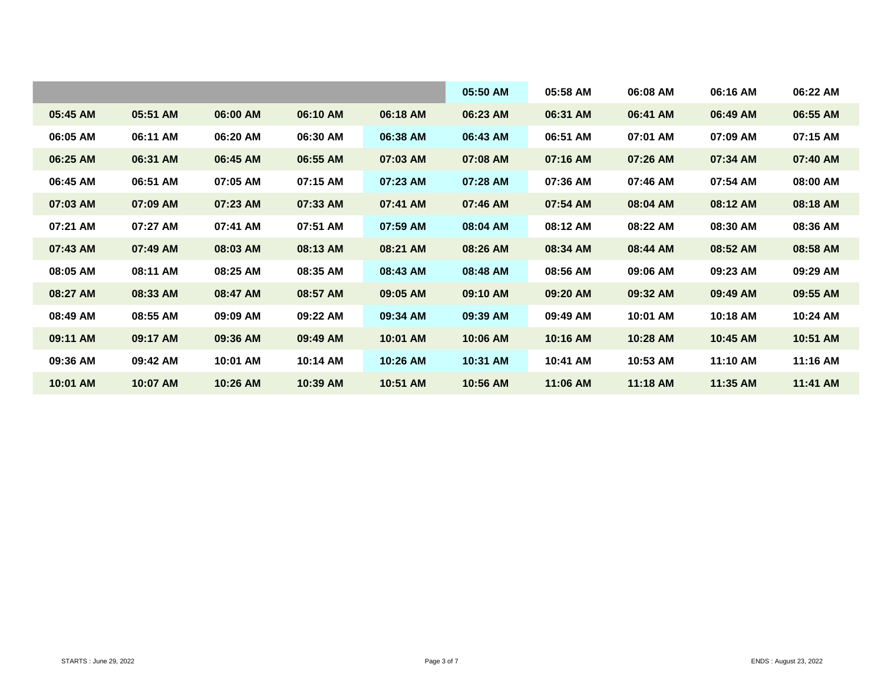| | | | | | | | | | |
|---|---|---|---|---|---|---|---|---|---|
| | | | | | 05:50 AM | 05:58 AM | 06:08 AM | 06:16 AM | 06:22 AM |
| 05:45 AM | 05:51 AM | 06:00 AM | 06:10 AM | 06:18 AM | 06:23 AM | 06:31 AM | 06:41 AM | 06:49 AM | 06:55 AM |
| 06:05 AM | 06:11 AM | 06:20 AM | 06:30 AM | 06:38 AM | 06:43 AM | 06:51 AM | 07:01 AM | 07:09 AM | 07:15 AM |
| 06:25 AM | 06:31 AM | 06:45 AM | 06:55 AM | 07:03 AM | 07:08 AM | 07:16 AM | 07:26 AM | 07:34 AM | 07:40 AM |
| 06:45 AM | 06:51 AM | 07:05 AM | 07:15 AM | 07:23 AM | 07:28 AM | 07:36 AM | 07:46 AM | 07:54 AM | 08:00 AM |
| 07:03 AM | 07:09 AM | 07:23 AM | 07:33 AM | 07:41 AM | 07:46 AM | 07:54 AM | 08:04 AM | 08:12 AM | 08:18 AM |
| 07:21 AM | 07:27 AM | 07:41 AM | 07:51 AM | 07:59 AM | 08:04 AM | 08:12 AM | 08:22 AM | 08:30 AM | 08:36 AM |
| 07:43 AM | 07:49 AM | 08:03 AM | 08:13 AM | 08:21 AM | 08:26 AM | 08:34 AM | 08:44 AM | 08:52 AM | 08:58 AM |
| 08:05 AM | 08:11 AM | 08:25 AM | 08:35 AM | 08:43 AM | 08:48 AM | 08:56 AM | 09:06 AM | 09:23 AM | 09:29 AM |
| 08:27 AM | 08:33 AM | 08:47 AM | 08:57 AM | 09:05 AM | 09:10 AM | 09:20 AM | 09:32 AM | 09:49 AM | 09:55 AM |
| 08:49 AM | 08:55 AM | 09:09 AM | 09:22 AM | 09:34 AM | 09:39 AM | 09:49 AM | 10:01 AM | 10:18 AM | 10:24 AM |
| 09:11 AM | 09:17 AM | 09:36 AM | 09:49 AM | 10:01 AM | 10:06 AM | 10:16 AM | 10:28 AM | 10:45 AM | 10:51 AM |
| 09:36 AM | 09:42 AM | 10:01 AM | 10:14 AM | 10:26 AM | 10:31 AM | 10:41 AM | 10:53 AM | 11:10 AM | 11:16 AM |
| 10:01 AM | 10:07 AM | 10:26 AM | 10:39 AM | 10:51 AM | 10:56 AM | 11:06 AM | 11:18 AM | 11:35 AM | 11:41 AM |

STARTS : June 29, 2022

ENDS : August 23, 2022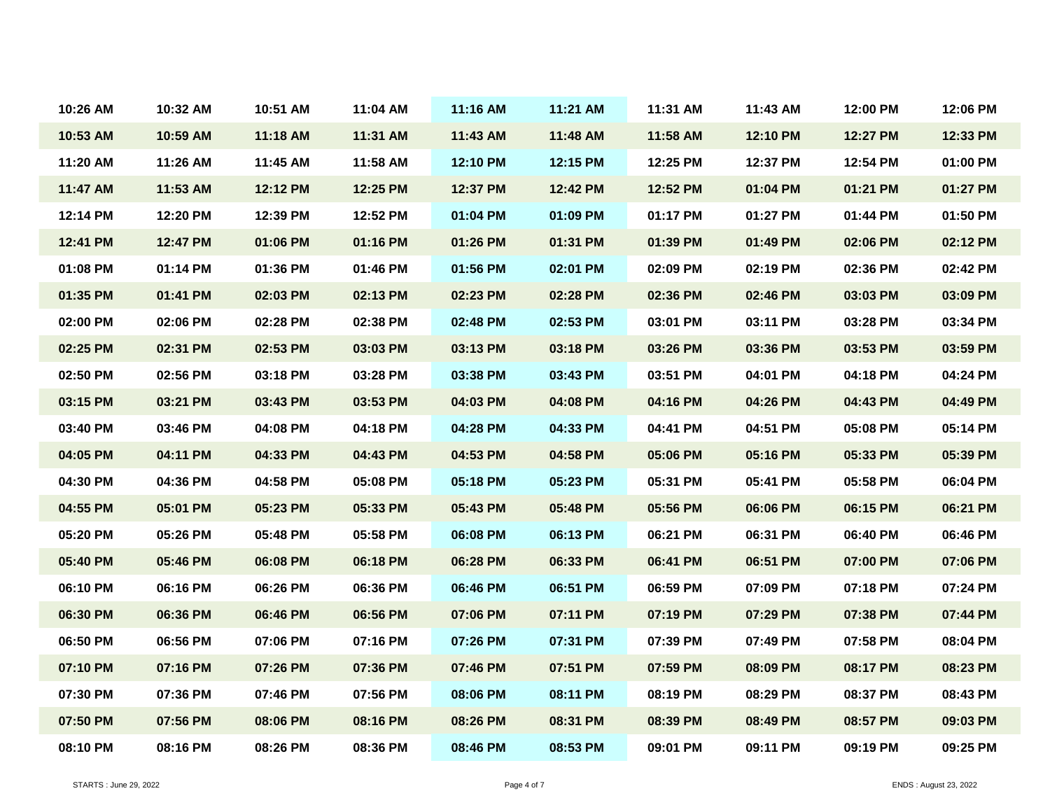| | | | | | | | | | |
|---|---|---|---|---|---|---|---|---|---|
| 10:26 AM | 10:32 AM | 10:51 AM | 11:04 AM | 11:16 AM | 11:21 AM | 11:31 AM | 11:43 AM | 12:00 PM | 12:06 PM |
| 10:53 AM | 10:59 AM | 11:18 AM | 11:31 AM | 11:43 AM | 11:48 AM | 11:58 AM | 12:10 PM | 12:27 PM | 12:33 PM |
| 11:20 AM | 11:26 AM | 11:45 AM | 11:58 AM | 12:10 PM | 12:15 PM | 12:25 PM | 12:37 PM | 12:54 PM | 01:00 PM |
| 11:47 AM | 11:53 AM | 12:12 PM | 12:25 PM | 12:37 PM | 12:42 PM | 12:52 PM | 01:04 PM | 01:21 PM | 01:27 PM |
| 12:14 PM | 12:20 PM | 12:39 PM | 12:52 PM | 01:04 PM | 01:09 PM | 01:17 PM | 01:27 PM | 01:44 PM | 01:50 PM |
| 12:41 PM | 12:47 PM | 01:06 PM | 01:16 PM | 01:26 PM | 01:31 PM | 01:39 PM | 01:49 PM | 02:06 PM | 02:12 PM |
| 01:08 PM | 01:14 PM | 01:36 PM | 01:46 PM | 01:56 PM | 02:01 PM | 02:09 PM | 02:19 PM | 02:36 PM | 02:42 PM |
| 01:35 PM | 01:41 PM | 02:03 PM | 02:13 PM | 02:23 PM | 02:28 PM | 02:36 PM | 02:46 PM | 03:03 PM | 03:09 PM |
| 02:00 PM | 02:06 PM | 02:28 PM | 02:38 PM | 02:48 PM | 02:53 PM | 03:01 PM | 03:11 PM | 03:28 PM | 03:34 PM |
| 02:25 PM | 02:31 PM | 02:53 PM | 03:03 PM | 03:13 PM | 03:18 PM | 03:26 PM | 03:36 PM | 03:53 PM | 03:59 PM |
| 02:50 PM | 02:56 PM | 03:18 PM | 03:28 PM | 03:38 PM | 03:43 PM | 03:51 PM | 04:01 PM | 04:18 PM | 04:24 PM |
| 03:15 PM | 03:21 PM | 03:43 PM | 03:53 PM | 04:03 PM | 04:08 PM | 04:16 PM | 04:26 PM | 04:43 PM | 04:49 PM |
| 03:40 PM | 03:46 PM | 04:08 PM | 04:18 PM | 04:28 PM | 04:33 PM | 04:41 PM | 04:51 PM | 05:08 PM | 05:14 PM |
| 04:05 PM | 04:11 PM | 04:33 PM | 04:43 PM | 04:53 PM | 04:58 PM | 05:06 PM | 05:16 PM | 05:33 PM | 05:39 PM |
| 04:30 PM | 04:36 PM | 04:58 PM | 05:08 PM | 05:18 PM | 05:23 PM | 05:31 PM | 05:41 PM | 05:58 PM | 06:04 PM |
| 04:55 PM | 05:01 PM | 05:23 PM | 05:33 PM | 05:43 PM | 05:48 PM | 05:56 PM | 06:06 PM | 06:15 PM | 06:21 PM |
| 05:20 PM | 05:26 PM | 05:48 PM | 05:58 PM | 06:08 PM | 06:13 PM | 06:21 PM | 06:31 PM | 06:40 PM | 06:46 PM |
| 05:40 PM | 05:46 PM | 06:08 PM | 06:18 PM | 06:28 PM | 06:33 PM | 06:41 PM | 06:51 PM | 07:00 PM | 07:06 PM |
| 06:10 PM | 06:16 PM | 06:26 PM | 06:36 PM | 06:46 PM | 06:51 PM | 06:59 PM | 07:09 PM | 07:18 PM | 07:24 PM |
| 06:30 PM | 06:36 PM | 06:46 PM | 06:56 PM | 07:06 PM | 07:11 PM | 07:19 PM | 07:29 PM | 07:38 PM | 07:44 PM |
| 06:50 PM | 06:56 PM | 07:06 PM | 07:16 PM | 07:26 PM | 07:31 PM | 07:39 PM | 07:49 PM | 07:58 PM | 08:04 PM |
| 07:10 PM | 07:16 PM | 07:26 PM | 07:36 PM | 07:46 PM | 07:51 PM | 07:59 PM | 08:09 PM | 08:17 PM | 08:23 PM |
| 07:30 PM | 07:36 PM | 07:46 PM | 07:56 PM | 08:06 PM | 08:11 PM | 08:19 PM | 08:29 PM | 08:37 PM | 08:43 PM |
| 07:50 PM | 07:56 PM | 08:06 PM | 08:16 PM | 08:26 PM | 08:31 PM | 08:39 PM | 08:49 PM | 08:57 PM | 09:03 PM |
| 08:10 PM | 08:16 PM | 08:26 PM | 08:36 PM | 08:46 PM | 08:53 PM | 09:01 PM | 09:11 PM | 09:19 PM | 09:25 PM |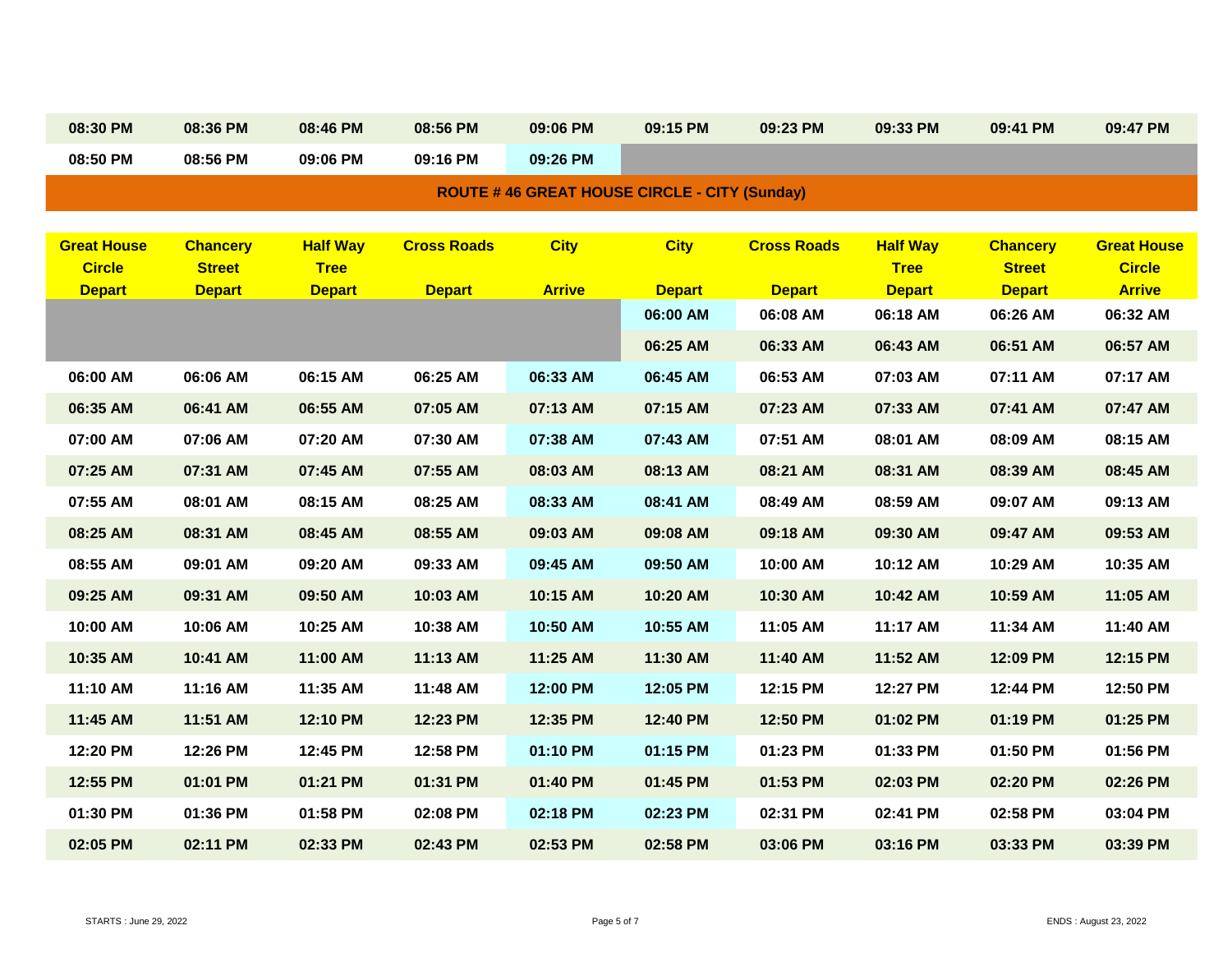| | | | | | | | | | |
|---|---|---|---|---|---|---|---|---|---|
| 08:30 PM | 08:36 PM | 08:46 PM | 08:56 PM | 09:06 PM | 09:15 PM | 09:23 PM | 09:33 PM | 09:41 PM | 09:47 PM |
| 08:50 PM | 08:56 PM | 09:06 PM | 09:16 PM | 09:26 PM | | | | | |

## ROUTE # 46 GREAT HOUSE CIRCLE - CITY (Sunday)

| Great House Circle Depart | Chancery Street Depart | Half Way Tree Depart | Cross Roads Depart | City Arrive | City Depart | Cross Roads Depart | Half Way Tree Depart | Chancery Street Depart | Great House Circle Arrive |
|---|---|---|---|---|---|---|---|---|---|
| | | | | | 06:00 AM | 06:08 AM | 06:18 AM | 06:26 AM | 06:32 AM |
| | | | | | 06:25 AM | 06:33 AM | 06:43 AM | 06:51 AM | 06:57 AM |
| 06:00 AM | 06:06 AM | 06:15 AM | 06:25 AM | 06:33 AM | 06:45 AM | 06:53 AM | 07:03 AM | 07:11 AM | 07:17 AM |
| 06:35 AM | 06:41 AM | 06:55 AM | 07:05 AM | 07:13 AM | 07:15 AM | 07:23 AM | 07:33 AM | 07:41 AM | 07:47 AM |
| 07:00 AM | 07:06 AM | 07:20 AM | 07:30 AM | 07:38 AM | 07:43 AM | 07:51 AM | 08:01 AM | 08:09 AM | 08:15 AM |
| 07:25 AM | 07:31 AM | 07:45 AM | 07:55 AM | 08:03 AM | 08:13 AM | 08:21 AM | 08:31 AM | 08:39 AM | 08:45 AM |
| 07:55 AM | 08:01 AM | 08:15 AM | 08:25 AM | 08:33 AM | 08:41 AM | 08:49 AM | 08:59 AM | 09:07 AM | 09:13 AM |
| 08:25 AM | 08:31 AM | 08:45 AM | 08:55 AM | 09:03 AM | 09:08 AM | 09:18 AM | 09:30 AM | 09:47 AM | 09:53 AM |
| 08:55 AM | 09:01 AM | 09:20 AM | 09:33 AM | 09:45 AM | 09:50 AM | 10:00 AM | 10:12 AM | 10:29 AM | 10:35 AM |
| 09:25 AM | 09:31 AM | 09:50 AM | 10:03 AM | 10:15 AM | 10:20 AM | 10:30 AM | 10:42 AM | 10:59 AM | 11:05 AM |
| 10:00 AM | 10:06 AM | 10:25 AM | 10:38 AM | 10:50 AM | 10:55 AM | 11:05 AM | 11:17 AM | 11:34 AM | 11:40 AM |
| 10:35 AM | 10:41 AM | 11:00 AM | 11:13 AM | 11:25 AM | 11:30 AM | 11:40 AM | 11:52 AM | 12:09 PM | 12:15 PM |
| 11:10 AM | 11:16 AM | 11:35 AM | 11:48 AM | 12:00 PM | 12:05 PM | 12:15 PM | 12:27 PM | 12:44 PM | 12:50 PM |
| 11:45 AM | 11:51 AM | 12:10 PM | 12:23 PM | 12:35 PM | 12:40 PM | 12:50 PM | 01:02 PM | 01:19 PM | 01:25 PM |
| 12:20 PM | 12:26 PM | 12:45 PM | 12:58 PM | 01:10 PM | 01:15 PM | 01:23 PM | 01:33 PM | 01:50 PM | 01:56 PM |
| 12:55 PM | 01:01 PM | 01:21 PM | 01:31 PM | 01:40 PM | 01:45 PM | 01:53 PM | 02:03 PM | 02:20 PM | 02:26 PM |
| 01:30 PM | 01:36 PM | 01:58 PM | 02:08 PM | 02:18 PM | 02:23 PM | 02:31 PM | 02:41 PM | 02:58 PM | 03:04 PM |
| 02:05 PM | 02:11 PM | 02:33 PM | 02:43 PM | 02:53 PM | 02:58 PM | 03:06 PM | 03:16 PM | 03:33 PM | 03:39 PM |

STARTS : June 29, 2022

ENDS : August 23, 2022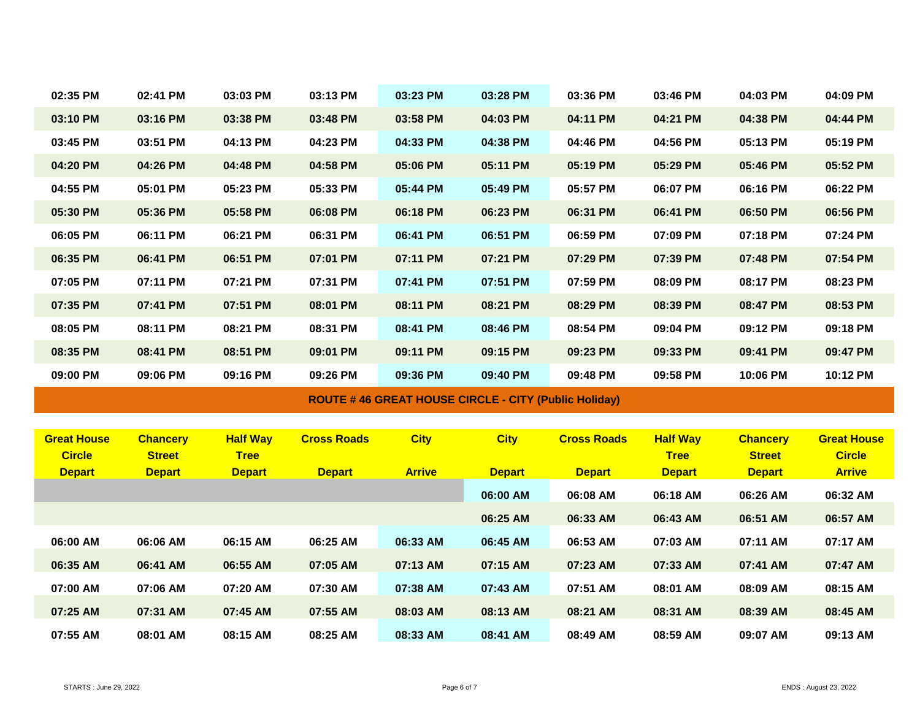| | | | | | | | | | |
|---|---|---|---|---|---|---|---|---|---|
| 02:35 PM | 02:41 PM | 03:03 PM | 03:13 PM | 03:23 PM | 03:28 PM | 03:36 PM | 03:46 PM | 04:03 PM | 04:09 PM |
| 03:10 PM | 03:16 PM | 03:38 PM | 03:48 PM | 03:58 PM | 04:03 PM | 04:11 PM | 04:21 PM | 04:38 PM | 04:44 PM |
| 03:45 PM | 03:51 PM | 04:13 PM | 04:23 PM | 04:33 PM | 04:38 PM | 04:46 PM | 04:56 PM | 05:13 PM | 05:19 PM |
| 04:20 PM | 04:26 PM | 04:48 PM | 04:58 PM | 05:06 PM | 05:11 PM | 05:19 PM | 05:29 PM | 05:46 PM | 05:52 PM |
| 04:55 PM | 05:01 PM | 05:23 PM | 05:33 PM | 05:44 PM | 05:49 PM | 05:57 PM | 06:07 PM | 06:16 PM | 06:22 PM |
| 05:30 PM | 05:36 PM | 05:58 PM | 06:08 PM | 06:18 PM | 06:23 PM | 06:31 PM | 06:41 PM | 06:50 PM | 06:56 PM |
| 06:05 PM | 06:11 PM | 06:21 PM | 06:31 PM | 06:41 PM | 06:51 PM | 06:59 PM | 07:09 PM | 07:18 PM | 07:24 PM |
| 06:35 PM | 06:41 PM | 06:51 PM | 07:01 PM | 07:11 PM | 07:21 PM | 07:29 PM | 07:39 PM | 07:48 PM | 07:54 PM |
| 07:05 PM | 07:11 PM | 07:21 PM | 07:31 PM | 07:41 PM | 07:51 PM | 07:59 PM | 08:09 PM | 08:17 PM | 08:23 PM |
| 07:35 PM | 07:41 PM | 07:51 PM | 08:01 PM | 08:11 PM | 08:21 PM | 08:29 PM | 08:39 PM | 08:47 PM | 08:53 PM |
| 08:05 PM | 08:11 PM | 08:21 PM | 08:31 PM | 08:41 PM | 08:46 PM | 08:54 PM | 09:04 PM | 09:12 PM | 09:18 PM |
| 08:35 PM | 08:41 PM | 08:51 PM | 09:01 PM | 09:11 PM | 09:15 PM | 09:23 PM | 09:33 PM | 09:41 PM | 09:47 PM |
| 09:00 PM | 09:06 PM | 09:16 PM | 09:26 PM | 09:36 PM | 09:40 PM | 09:48 PM | 09:58 PM | 10:06 PM | 10:12 PM |

## ROUTE # 46 GREAT HOUSE CIRCLE - CITY (Public Holiday)

| Great House Circle Depart | Chancery Street Depart | Half Way Tree Depart | Cross Roads Depart | City Arrive | City Depart | Cross Roads Depart | Half Way Tree Depart | Chancery Street Depart | Great House Circle Arrive |
|---|---|---|---|---|---|---|---|---|---|
| | | | | | 06:00 AM | 06:08 AM | 06:18 AM | 06:26 AM | 06:32 AM |
| | | | | | 06:25 AM | 06:33 AM | 06:43 AM | 06:51 AM | 06:57 AM |
| 06:00 AM | 06:06 AM | 06:15 AM | 06:25 AM | 06:33 AM | 06:45 AM | 06:53 AM | 07:03 AM | 07:11 AM | 07:17 AM |
| 06:35 AM | 06:41 AM | 06:55 AM | 07:05 AM | 07:13 AM | 07:15 AM | 07:23 AM | 07:33 AM | 07:41 AM | 07:47 AM |
| 07:00 AM | 07:06 AM | 07:20 AM | 07:30 AM | 07:38 AM | 07:43 AM | 07:51 AM | 08:01 AM | 08:09 AM | 08:15 AM |
| 07:25 AM | 07:31 AM | 07:45 AM | 07:55 AM | 08:03 AM | 08:13 AM | 08:21 AM | 08:31 AM | 08:39 AM | 08:45 AM |
| 07:55 AM | 08:01 AM | 08:15 AM | 08:25 AM | 08:33 AM | 08:41 AM | 08:49 AM | 08:59 AM | 09:07 AM | 09:13 AM |

STARTS : June 29, 2022

ENDS : August 23, 2022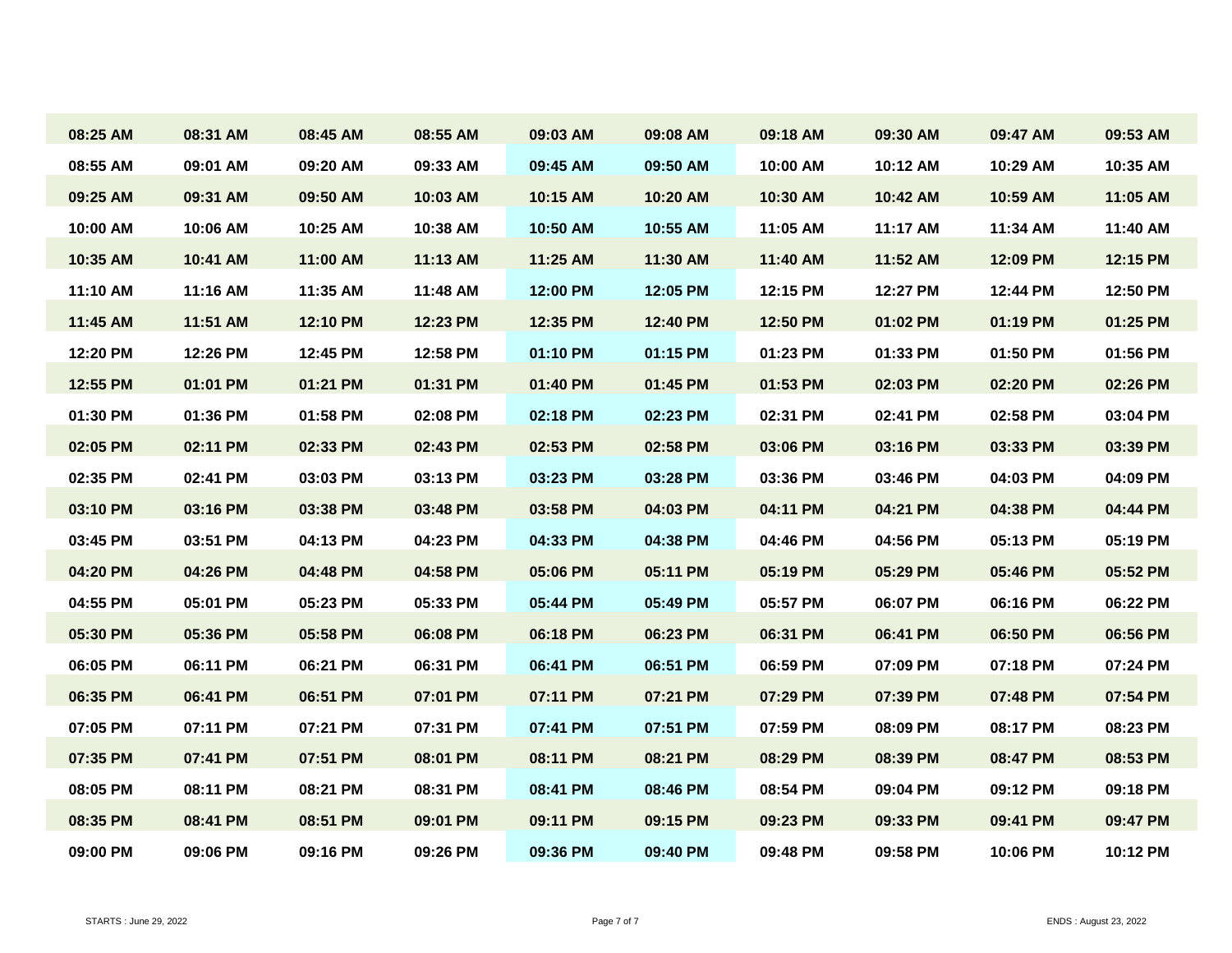| | | | | | | | | | |
|---|---|---|---|---|---|---|---|---|---|
| 08:25 AM | 08:31 AM | 08:45 AM | 08:55 AM | 09:03 AM | 09:08 AM | 09:18 AM | 09:30 AM | 09:47 AM | 09:53 AM |
| 08:55 AM | 09:01 AM | 09:20 AM | 09:33 AM | 09:45 AM | 09:50 AM | 10:00 AM | 10:12 AM | 10:29 AM | 10:35 AM |
| 09:25 AM | 09:31 AM | 09:50 AM | 10:03 AM | 10:15 AM | 10:20 AM | 10:30 AM | 10:42 AM | 10:59 AM | 11:05 AM |
| 10:00 AM | 10:06 AM | 10:25 AM | 10:38 AM | 10:50 AM | 10:55 AM | 11:05 AM | 11:17 AM | 11:34 AM | 11:40 AM |
| 10:35 AM | 10:41 AM | 11:00 AM | 11:13 AM | 11:25 AM | 11:30 AM | 11:40 AM | 11:52 AM | 12:09 PM | 12:15 PM |
| 11:10 AM | 11:16 AM | 11:35 AM | 11:48 AM | 12:00 PM | 12:05 PM | 12:15 PM | 12:27 PM | 12:44 PM | 12:50 PM |
| 11:45 AM | 11:51 AM | 12:10 PM | 12:23 PM | 12:35 PM | 12:40 PM | 12:50 PM | 01:02 PM | 01:19 PM | 01:25 PM |
| 12:20 PM | 12:26 PM | 12:45 PM | 12:58 PM | 01:10 PM | 01:15 PM | 01:23 PM | 01:33 PM | 01:50 PM | 01:56 PM |
| 12:55 PM | 01:01 PM | 01:21 PM | 01:31 PM | 01:40 PM | 01:45 PM | 01:53 PM | 02:03 PM | 02:20 PM | 02:26 PM |
| 01:30 PM | 01:36 PM | 01:58 PM | 02:08 PM | 02:18 PM | 02:23 PM | 02:31 PM | 02:41 PM | 02:58 PM | 03:04 PM |
| 02:05 PM | 02:11 PM | 02:33 PM | 02:43 PM | 02:53 PM | 02:58 PM | 03:06 PM | 03:16 PM | 03:33 PM | 03:39 PM |
| 02:35 PM | 02:41 PM | 03:03 PM | 03:13 PM | 03:23 PM | 03:28 PM | 03:36 PM | 03:46 PM | 04:03 PM | 04:09 PM |
| 03:10 PM | 03:16 PM | 03:38 PM | 03:48 PM | 03:58 PM | 04:03 PM | 04:11 PM | 04:21 PM | 04:38 PM | 04:44 PM |
| 03:45 PM | 03:51 PM | 04:13 PM | 04:23 PM | 04:33 PM | 04:38 PM | 04:46 PM | 04:56 PM | 05:13 PM | 05:19 PM |
| 04:20 PM | 04:26 PM | 04:48 PM | 04:58 PM | 05:06 PM | 05:11 PM | 05:19 PM | 05:29 PM | 05:46 PM | 05:52 PM |
| 04:55 PM | 05:01 PM | 05:23 PM | 05:33 PM | 05:44 PM | 05:49 PM | 05:57 PM | 06:07 PM | 06:16 PM | 06:22 PM |
| 05:30 PM | 05:36 PM | 05:58 PM | 06:08 PM | 06:18 PM | 06:23 PM | 06:31 PM | 06:41 PM | 06:50 PM | 06:56 PM |
| 06:05 PM | 06:11 PM | 06:21 PM | 06:31 PM | 06:41 PM | 06:51 PM | 06:59 PM | 07:09 PM | 07:18 PM | 07:24 PM |
| 06:35 PM | 06:41 PM | 06:51 PM | 07:01 PM | 07:11 PM | 07:21 PM | 07:29 PM | 07:39 PM | 07:48 PM | 07:54 PM |
| 07:05 PM | 07:11 PM | 07:21 PM | 07:31 PM | 07:41 PM | 07:51 PM | 07:59 PM | 08:09 PM | 08:17 PM | 08:23 PM |
| 07:35 PM | 07:41 PM | 07:51 PM | 08:01 PM | 08:11 PM | 08:21 PM | 08:29 PM | 08:39 PM | 08:47 PM | 08:53 PM |
| 08:05 PM | 08:11 PM | 08:21 PM | 08:31 PM | 08:41 PM | 08:46 PM | 08:54 PM | 09:04 PM | 09:12 PM | 09:18 PM |
| 08:35 PM | 08:41 PM | 08:51 PM | 09:01 PM | 09:11 PM | 09:15 PM | 09:23 PM | 09:33 PM | 09:41 PM | 09:47 PM |
| 09:00 PM | 09:06 PM | 09:16 PM | 09:26 PM | 09:36 PM | 09:40 PM | 09:48 PM | 09:58 PM | 10:06 PM | 10:12 PM |